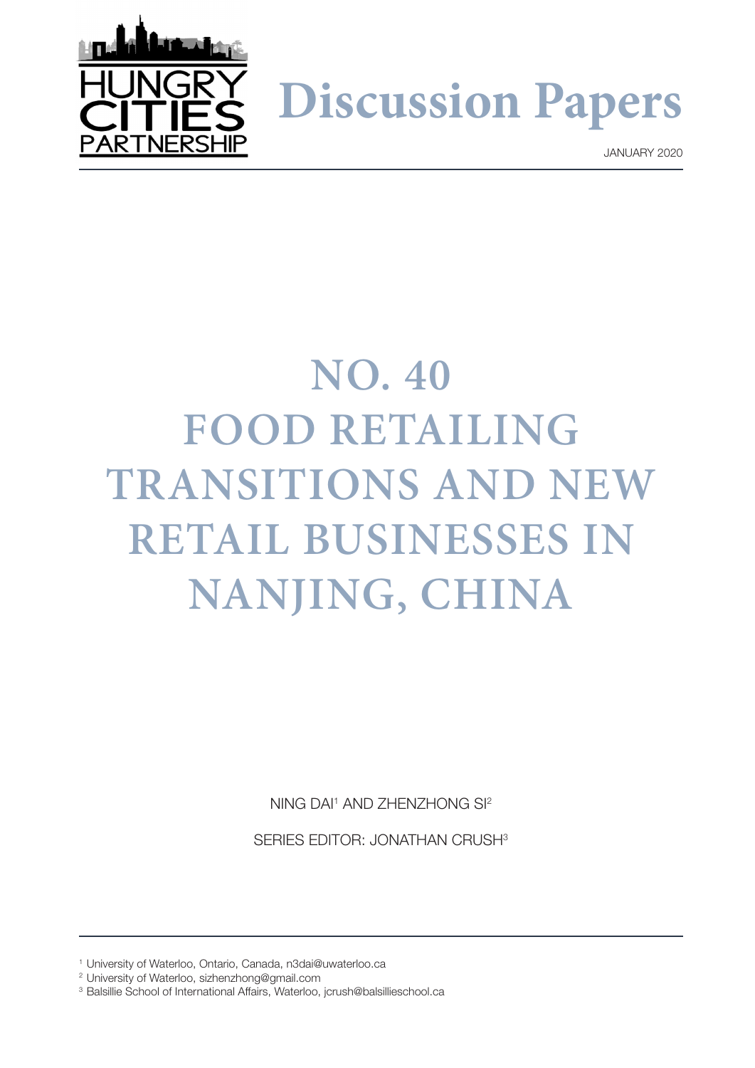HUNGRY CITIES PARTNERSHIP

# Discussion Papers

JANUARY 2020

# NO. 40 FOOD RETAILING TRANSITIONS AND NEW RETAIL BUSINESSES IN NANJING, CHINA

NING DAI[1] AND ZHENZHONG SI[2]

SERIES EDITOR: JONATHAN CRUSH[3]

[1] University of Waterloo, Ontario, Canada, n3dai@uwaterloo.ca
[2] University of Waterloo, sizhenzhong@gmail.com
[3] Balsillie School of International Affairs, Waterloo, jcrush@balsillieschool.ca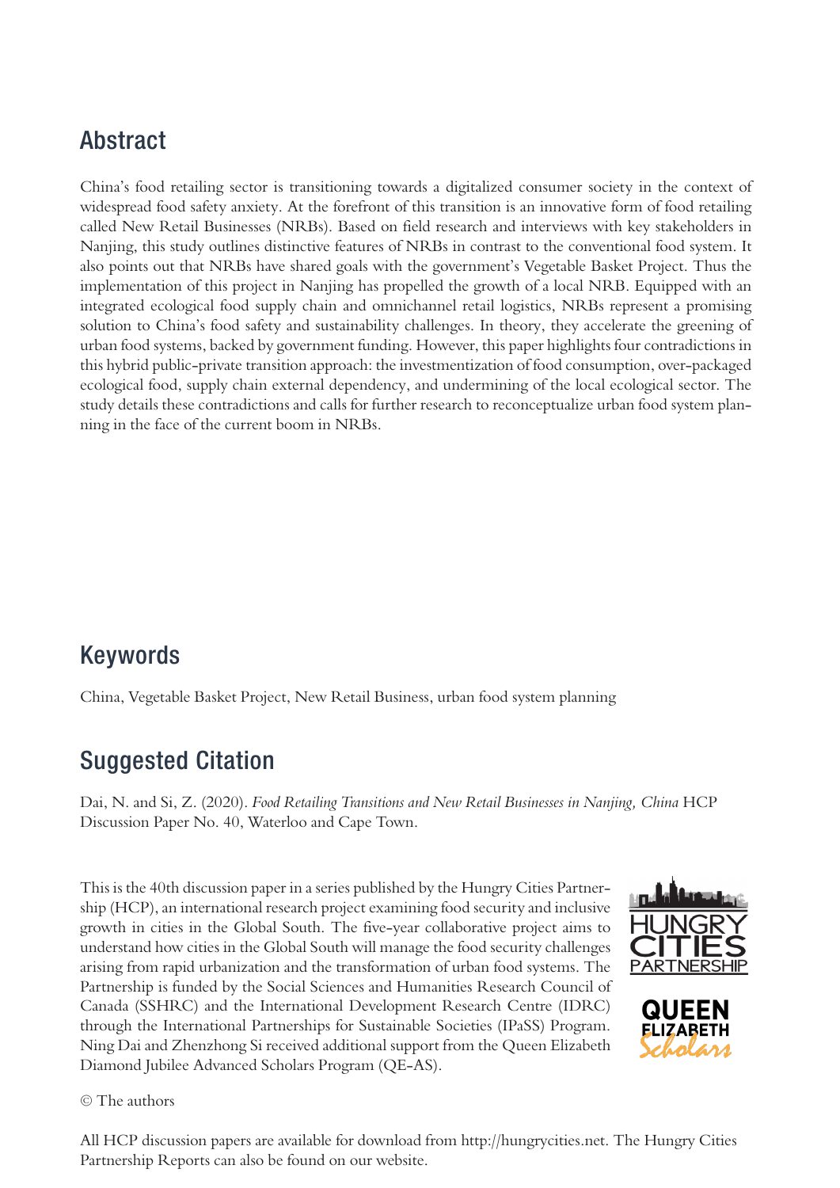## Abstract

China's food retailing sector is transitioning towards a digitalized consumer society in the context of widespread food safety anxiety. At the forefront of this transition is an innovative form of food retailing called New Retail Businesses (NRBs). Based on field research and interviews with key stakeholders in Nanjing, this study outlines distinctive features of NRBs in contrast to the conventional food system. It also points out that NRBs have shared goals with the government's Vegetable Basket Project. Thus the implementation of this project in Nanjing has propelled the growth of a local NRB. Equipped with an integrated ecological food supply chain and omnichannel retail logistics, NRBs represent a promising solution to China's food safety and sustainability challenges. In theory, they accelerate the greening of urban food systems, backed by government funding. However, this paper highlights four contradictions in this hybrid public-private transition approach: the investmentization of food consumption, over-packaged ecological food, supply chain external dependency, and undermining of the local ecological sector. The study details these contradictions and calls for further research to reconceptualize urban food system planning in the face of the current boom in NRBs.

## Keywords

China, Vegetable Basket Project, New Retail Business, urban food system planning

## Suggested Citation

Dai, N. and Si, Z. (2020). *Food Retailing Transitions and New Retail Businesses in Nanjing, China* HCP Discussion Paper No. 40, Waterloo and Cape Town.

This is the 40th discussion paper in a series published by the Hungry Cities Partnership (HCP), an international research project examining food security and inclusive growth in cities in the Global South. The five-year collaborative project aims to understand how cities in the Global South will manage the food security challenges arising from rapid urbanization and the transformation of urban food systems. The Partnership is funded by the Social Sciences and Humanities Research Council of Canada (SSHRC) and the International Development Research Centre (IDRC) through the International Partnerships for Sustainable Societies (IPaSS) Program. Ning Dai and Zhenzhong Si received additional support from the Queen Elizabeth Diamond Jubilee Advanced Scholars Program (QE-AS).

© The authors

All HCP discussion papers are available for download from http://hungrycities.net. The Hungry Cities Partnership Reports can also be found on our website.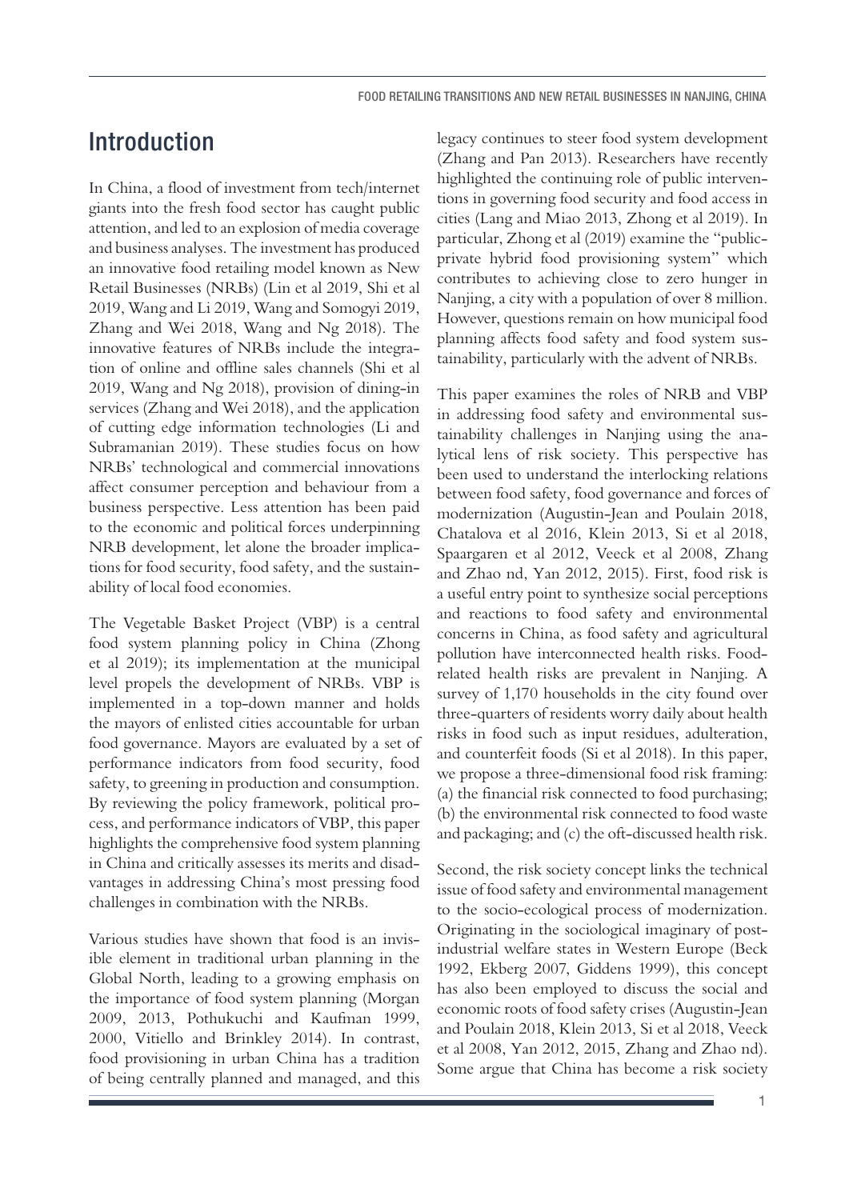# Introduction

In China, a flood of investment from tech/internet giants into the fresh food sector has caught public attention, and led to an explosion of media coverage and business analyses. The investment has produced an innovative food retailing model known as New Retail Businesses (NRBs) (Lin et al 2019, Shi et al 2019, Wang and Li 2019, Wang and Somogyi 2019, Zhang and Wei 2018, Wang and Ng 2018). The innovative features of NRBs include the integration of online and offline sales channels (Shi et al 2019, Wang and Ng 2018), provision of dining-in services (Zhang and Wei 2018), and the application of cutting edge information technologies (Li and Subramanian 2019). These studies focus on how NRBs' technological and commercial innovations affect consumer perception and behaviour from a business perspective. Less attention has been paid to the economic and political forces underpinning NRB development, let alone the broader implications for food security, food safety, and the sustainability of local food economies.

The Vegetable Basket Project (VBP) is a central food system planning policy in China (Zhong et al 2019); its implementation at the municipal level propels the development of NRBs. VBP is implemented in a top-down manner and holds the mayors of enlisted cities accountable for urban food governance. Mayors are evaluated by a set of performance indicators from food security, food safety, to greening in production and consumption. By reviewing the policy framework, political process, and performance indicators of VBP, this paper highlights the comprehensive food system planning in China and critically assesses its merits and disadvantages in addressing China's most pressing food challenges in combination with the NRBs.

Various studies have shown that food is an invisible element in traditional urban planning in the Global North, leading to a growing emphasis on the importance of food system planning (Morgan 2009, 2013, Pothukuchi and Kaufman 1999, 2000, Vitiello and Brinkley 2014). In contrast, food provisioning in urban China has a tradition of being centrally planned and managed, and this legacy continues to steer food system development (Zhang and Pan 2013). Researchers have recently highlighted the continuing role of public interventions in governing food security and food access in cities (Lang and Miao 2013, Zhong et al 2019). In particular, Zhong et al (2019) examine the "public-private hybrid food provisioning system" which contributes to achieving close to zero hunger in Nanjing, a city with a population of over 8 million. However, questions remain on how municipal food planning affects food safety and food system sustainability, particularly with the advent of NRBs.

This paper examines the roles of NRB and VBP in addressing food safety and environmental sustainability challenges in Nanjing using the analytical lens of risk society. This perspective has been used to understand the interlocking relations between food safety, food governance and forces of modernization (Augustin-Jean and Poulain 2018, Chatalova et al 2016, Klein 2013, Si et al 2018, Spaargaren et al 2012, Veeck et al 2008, Zhang and Zhao nd, Yan 2012, 2015). First, food risk is a useful entry point to synthesize social perceptions and reactions to food safety and environmental concerns in China, as food safety and agricultural pollution have interconnected health risks. Food-related health risks are prevalent in Nanjing. A survey of 1,170 households in the city found over three-quarters of residents worry daily about health risks in food such as input residues, adulteration, and counterfeit foods (Si et al 2018). In this paper, we propose a three-dimensional food risk framing: (a) the financial risk connected to food purchasing; (b) the environmental risk connected to food waste and packaging; and (c) the oft-discussed health risk.

Second, the risk society concept links the technical issue of food safety and environmental management to the socio-ecological process of modernization. Originating in the sociological imaginary of post-industrial welfare states in Western Europe (Beck 1992, Ekberg 2007, Giddens 1999), this concept has also been employed to discuss the social and economic roots of food safety crises (Augustin-Jean and Poulain 2018, Klein 2013, Si et al 2018, Veeck et al 2008, Yan 2012, 2015, Zhang and Zhao nd). Some argue that China has become a risk society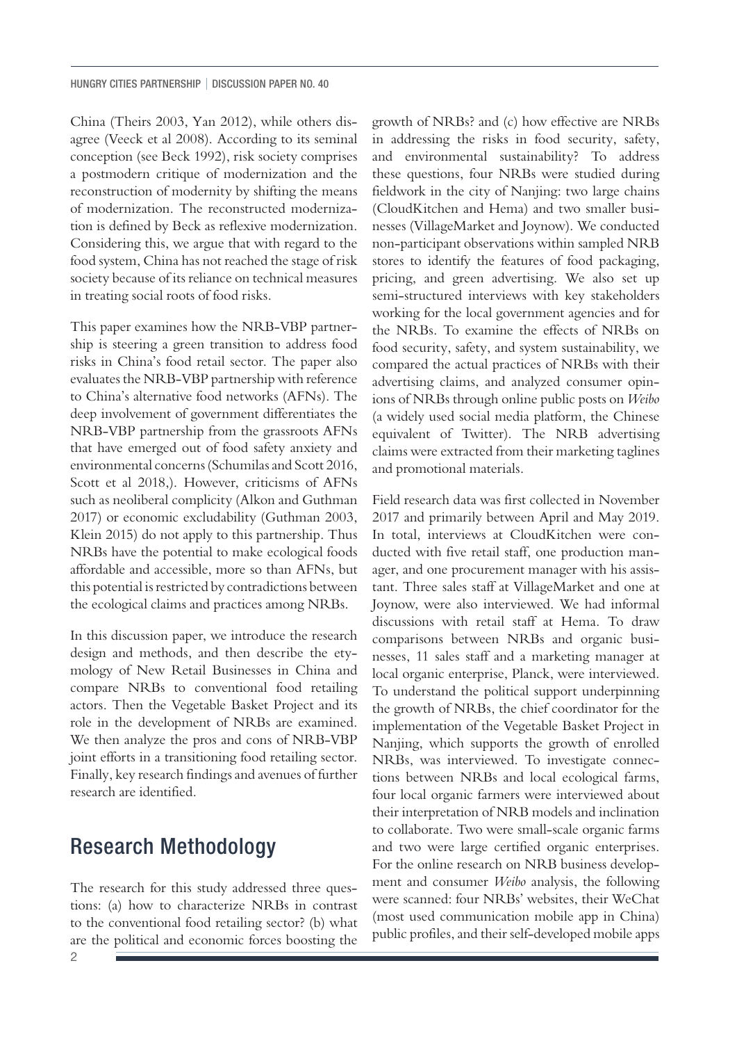China (Theirs 2003, Yan 2012), while others disagree (Veeck et al 2008). According to its seminal conception (see Beck 1992), risk society comprises a postmodern critique of modernization and the reconstruction of modernity by shifting the means of modernization. The reconstructed modernization is defined by Beck as reflexive modernization. Considering this, we argue that with regard to the food system, China has not reached the stage of risk society because of its reliance on technical measures in treating social roots of food risks.

This paper examines how the NRB-VBP partnership is steering a green transition to address food risks in China's food retail sector. The paper also evaluates the NRB-VBP partnership with reference to China's alternative food networks (AFNs). The deep involvement of government differentiates the NRB-VBP partnership from the grassroots AFNs that have emerged out of food safety anxiety and environmental concerns (Schumilas and Scott 2016, Scott et al 2018,). However, criticisms of AFNs such as neoliberal complicity (Alkon and Guthman 2017) or economic excludability (Guthman 2003, Klein 2015) do not apply to this partnership. Thus NRBs have the potential to make ecological foods affordable and accessible, more so than AFNs, but this potential is restricted by contradictions between the ecological claims and practices among NRBs.

In this discussion paper, we introduce the research design and methods, and then describe the etymology of New Retail Businesses in China and compare NRBs to conventional food retailing actors. Then the Vegetable Basket Project and its role in the development of NRBs are examined. We then analyze the pros and cons of NRB-VBP joint efforts in a transitioning food retailing sector. Finally, key research findings and avenues of further research are identified.

## Research Methodology

The research for this study addressed three questions: (a) how to characterize NRBs in contrast to the conventional food retailing sector? (b) what are the political and economic forces boosting the growth of NRBs? and (c) how effective are NRBs in addressing the risks in food security, safety, and environmental sustainability? To address these questions, four NRBs were studied during fieldwork in the city of Nanjing: two large chains (CloudKitchen and Hema) and two smaller businesses (VillageMarket and Joynow). We conducted non-participant observations within sampled NRB stores to identify the features of food packaging, pricing, and green advertising. We also set up semi-structured interviews with key stakeholders working for the local government agencies and for the NRBs. To examine the effects of NRBs on food security, safety, and system sustainability, we compared the actual practices of NRBs with their advertising claims, and analyzed consumer opinions of NRBs through online public posts on *Weibo* (a widely used social media platform, the Chinese equivalent of Twitter). The NRB advertising claims were extracted from their marketing taglines and promotional materials.

Field research data was first collected in November 2017 and primarily between April and May 2019. In total, interviews at CloudKitchen were conducted with five retail staff, one production manager, and one procurement manager with his assistant. Three sales staff at VillageMarket and one at Joynow, were also interviewed. We had informal discussions with retail staff at Hema. To draw comparisons between NRBs and organic businesses, 11 sales staff and a marketing manager at local organic enterprise, Planck, were interviewed. To understand the political support underpinning the growth of NRBs, the chief coordinator for the implementation of the Vegetable Basket Project in Nanjing, which supports the growth of enrolled NRBs, was interviewed. To investigate connections between NRBs and local ecological farms, four local organic farmers were interviewed about their interpretation of NRB models and inclination to collaborate. Two were small-scale organic farms and two were large certified organic enterprises. For the online research on NRB business development and consumer *Weibo* analysis, the following were scanned: four NRBs' websites, their WeChat (most used communication mobile app in China) public profiles, and their self-developed mobile apps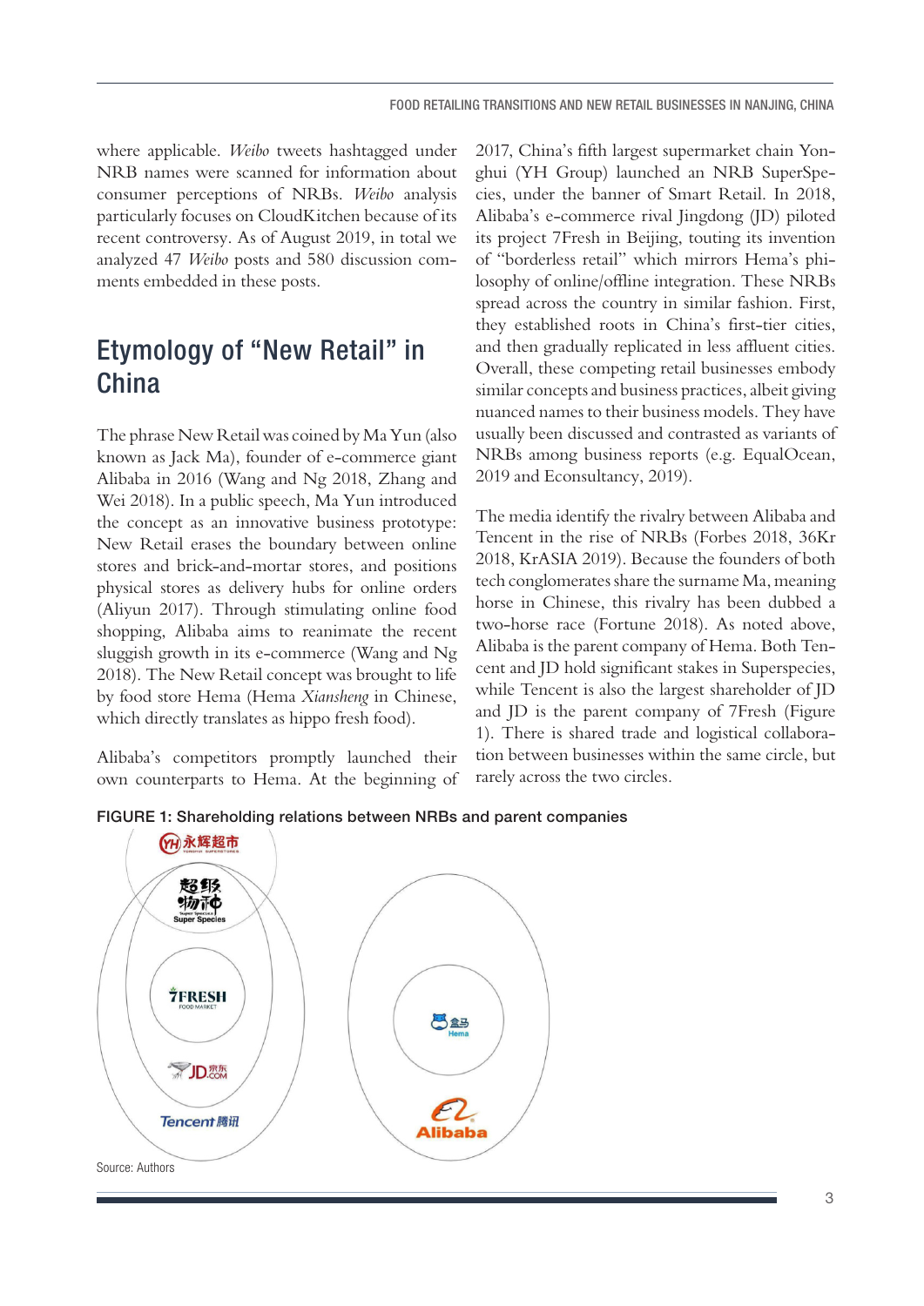where applicable. *Weibo* tweets hashtagged under NRB names were scanned for information about consumer perceptions of NRBs. *Weibo* analysis particularly focuses on CloudKitchen because of its recent controversy. As of August 2019, in total we analyzed 47 *Weibo* posts and 580 discussion comments embedded in these posts.

## Etymology of "New Retail" in China

The phrase New Retail was coined by Ma Yun (also known as Jack Ma), founder of e-commerce giant Alibaba in 2016 (Wang and Ng 2018, Zhang and Wei 2018). In a public speech, Ma Yun introduced the concept as an innovative business prototype: New Retail erases the boundary between online stores and brick-and-mortar stores, and positions physical stores as delivery hubs for online orders (Aliyun 2017). Through stimulating online food shopping, Alibaba aims to reanimate the recent sluggish growth in its e-commerce (Wang and Ng 2018). The New Retail concept was brought to life by food store Hema (Hema *Xiansheng* in Chinese, which directly translates as hippo fresh food).

Alibaba's competitors promptly launched their own counterparts to Hema. At the beginning of 2017, China's fifth largest supermarket chain Yonghui (YH Group) launched an NRB SuperSpecies, under the banner of Smart Retail. In 2018, Alibaba's e-commerce rival Jingdong (JD) piloted its project 7Fresh in Beijing, touting its invention of "borderless retail" which mirrors Hema's philosophy of online/offline integration. These NRBs spread across the country in similar fashion. First, they established roots in China's first-tier cities, and then gradually replicated in less affluent cities. Overall, these competing retail businesses embody similar concepts and business practices, albeit giving nuanced names to their business models. They have usually been discussed and contrasted as variants of NRBs among business reports (e.g. EqualOcean, 2019 and Econsultancy, 2019).

The media identify the rivalry between Alibaba and Tencent in the rise of NRBs (Forbes 2018, 36Kr 2018, KrASIA 2019). Because the founders of both tech conglomerates share the surname Ma, meaning horse in Chinese, this rivalry has been dubbed a two-horse race (Fortune 2018). As noted above, Alibaba is the parent company of Hema. Both Tencent and JD hold significant stakes in Superspecies, while Tencent is also the largest shareholder of JD and JD is the parent company of 7Fresh (Figure 1). There is shared trade and logistical collaboration between businesses within the same circle, but rarely across the two circles.

**FIGURE 1: Shareholding relations between NRBs and parent companies**

Source: Authors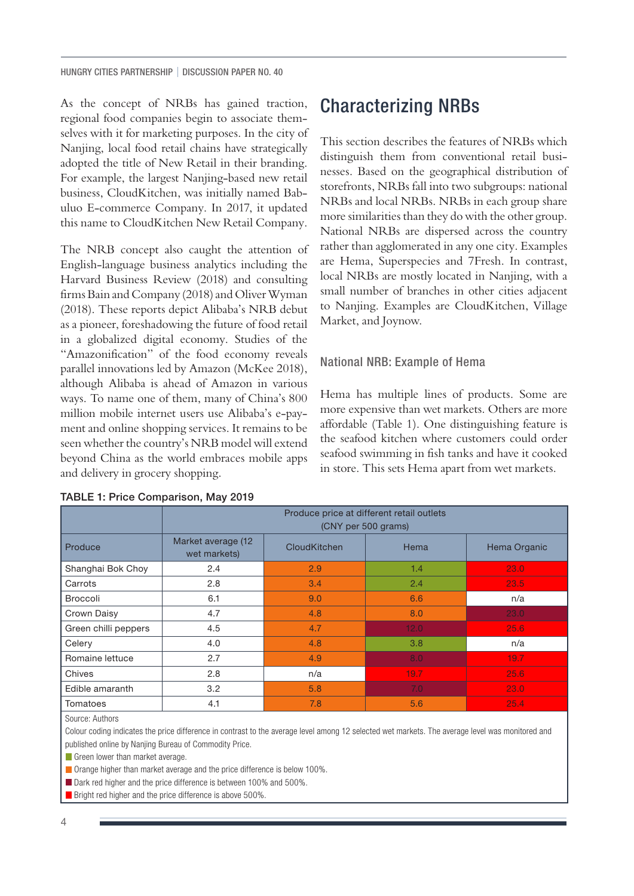As the concept of NRBs has gained traction, regional food companies begin to associate themselves with it for marketing purposes. In the city of Nanjing, local food retail chains have strategically adopted the title of New Retail in their branding. For example, the largest Nanjing-based new retail business, CloudKitchen, was initially named Babuluo E-commerce Company. In 2017, it updated this name to CloudKitchen New Retail Company.

The NRB concept also caught the attention of English-language business analytics including the Harvard Business Review (2018) and consulting firms Bain and Company (2018) and Oliver Wyman (2018). These reports depict Alibaba's NRB debut as a pioneer, foreshadowing the future of food retail in a globalized digital economy. Studies of the "Amazonification" of the food economy reveals parallel innovations led by Amazon (McKee 2018), although Alibaba is ahead of Amazon in various ways. To name one of them, many of China's 800 million mobile internet users use Alibaba's e-payment and online shopping services. It remains to be seen whether the country's NRB model will extend beyond China as the world embraces mobile apps and delivery in grocery shopping.

## Characterizing NRBs

This section describes the features of NRBs which distinguish them from conventional retail businesses. Based on the geographical distribution of storefronts, NRBs fall into two subgroups: national NRBs and local NRBs. NRBs in each group share more similarities than they do with the other group. National NRBs are dispersed across the country rather than agglomerated in any one city. Examples are Hema, Superspecies and 7Fresh. In contrast, local NRBs are mostly located in Nanjing, with a small number of branches in other cities adjacent to Nanjing. Examples are CloudKitchen, Village Market, and Joynow.

### National NRB: Example of Hema

Hema has multiple lines of products. Some are more expensive than wet markets. Others are more affordable (Table 1). One distinguishing feature is the seafood kitchen where customers could order seafood swimming in fish tanks and have it cooked in store. This sets Hema apart from wet markets.

**TABLE 1: Price Comparison, May 2019**

| | Produce price at different retail outlets (CNY per 500 grams) | | | |
|---|---|---|---|---|
| Produce | Market average (12 wet markets) | CloudKitchen | Hema | Hema Organic |
| Shanghai Bok Choy | 2.4 | 2.9 | 1.4 | 23.0 |
| Carrots | 2.8 | 3.4 | 2.4 | 23.5 |
| Broccoli | 6.1 | 9.0 | 6.6 | n/a |
| Crown Daisy | 4.7 | 4.8 | 8.0 | 23.0 |
| Green chilli peppers | 4.5 | 4.7 | 12.0 | 25.6 |
| Celery | 4.0 | 4.8 | 3.8 | n/a |
| Romaine lettuce | 2.7 | 4.9 | 8.0 | 19.7 |
| Chives | 2.8 | n/a | 19.7 | 25.6 |
| Edible amaranth | 3.2 | 5.8 | 7.0 | 23.0 |
| Tomatoes | 4.1 | 7.8 | 5.6 | 25.4 |

Source: Authors

Colour coding indicates the price difference in contrast to the average level among 12 selected wet markets. The average level was monitored and published online by Nanjing Bureau of Commodity Price.

- Green lower than market average.
- Orange higher than market average and the price difference is below 100%.
- Dark red higher and the price difference is between 100% and 500%.
- Bright red higher and the price difference is above 500%.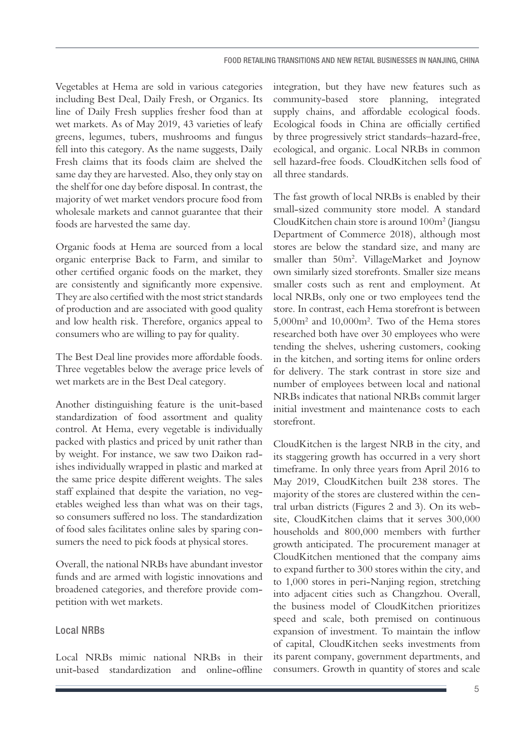Vegetables at Hema are sold in various categories including Best Deal, Daily Fresh, or Organics. Its line of Daily Fresh supplies fresher food than at wet markets. As of May 2019, 43 varieties of leafy greens, legumes, tubers, mushrooms and fungus fell into this category. As the name suggests, Daily Fresh claims that its foods claim are shelved the same day they are harvested. Also, they only stay on the shelf for one day before disposal. In contrast, the majority of wet market vendors procure food from wholesale markets and cannot guarantee that their foods are harvested the same day.

Organic foods at Hema are sourced from a local organic enterprise Back to Farm, and similar to other certified organic foods on the market, they are consistently and significantly more expensive. They are also certified with the most strict standards of production and are associated with good quality and low health risk. Therefore, organics appeal to consumers who are willing to pay for quality.

The Best Deal line provides more affordable foods. Three vegetables below the average price levels of wet markets are in the Best Deal category.

Another distinguishing feature is the unit-based standardization of food assortment and quality control. At Hema, every vegetable is individually packed with plastics and priced by unit rather than by weight. For instance, we saw two Daikon radishes individually wrapped in plastic and marked at the same price despite different weights. The sales staff explained that despite the variation, no vegetables weighed less than what was on their tags, so consumers suffered no loss. The standardization of food sales facilitates online sales by sparing consumers the need to pick foods at physical stores.

Overall, the national NRBs have abundant investor funds and are armed with logistic innovations and broadened categories, and therefore provide competition with wet markets.

### Local NRBs

Local NRBs mimic national NRBs in their unit-based standardization and online-offline integration, but they have new features such as community-based store planning, integrated supply chains, and affordable ecological foods. Ecological foods in China are officially certified by three progressively strict standards–hazard-free, ecological, and organic. Local NRBs in common sell hazard-free foods. CloudKitchen sells food of all three standards.

The fast growth of local NRBs is enabled by their small-sized community store model. A standard CloudKitchen chain store is around 100m$^2$ (Jiangsu Department of Commerce 2018), although most stores are below the standard size, and many are smaller than 50m$^2$. VillageMarket and Joynow own similarly sized storefronts. Smaller size means smaller costs such as rent and employment. At local NRBs, only one or two employees tend the store. In contrast, each Hema storefront is between 5,000m$^2$ and 10,000m$^2$. Two of the Hema stores researched both have over 30 employees who were tending the shelves, ushering customers, cooking in the kitchen, and sorting items for online orders for delivery. The stark contrast in store size and number of employees between local and national NRBs indicates that national NRBs commit larger initial investment and maintenance costs to each storefront.

CloudKitchen is the largest NRB in the city, and its staggering growth has occurred in a very short timeframe. In only three years from April 2016 to May 2019, CloudKitchen built 238 stores. The majority of the stores are clustered within the central urban districts (Figures 2 and 3). On its website, CloudKitchen claims that it serves 300,000 households and 800,000 members with further growth anticipated. The procurement manager at CloudKitchen mentioned that the company aims to expand further to 300 stores within the city, and to 1,000 stores in peri-Nanjing region, stretching into adjacent cities such as Changzhou. Overall, the business model of CloudKitchen prioritizes speed and scale, both premised on continuous expansion of investment. To maintain the inflow of capital, CloudKitchen seeks investments from its parent company, government departments, and consumers. Growth in quantity of stores and scale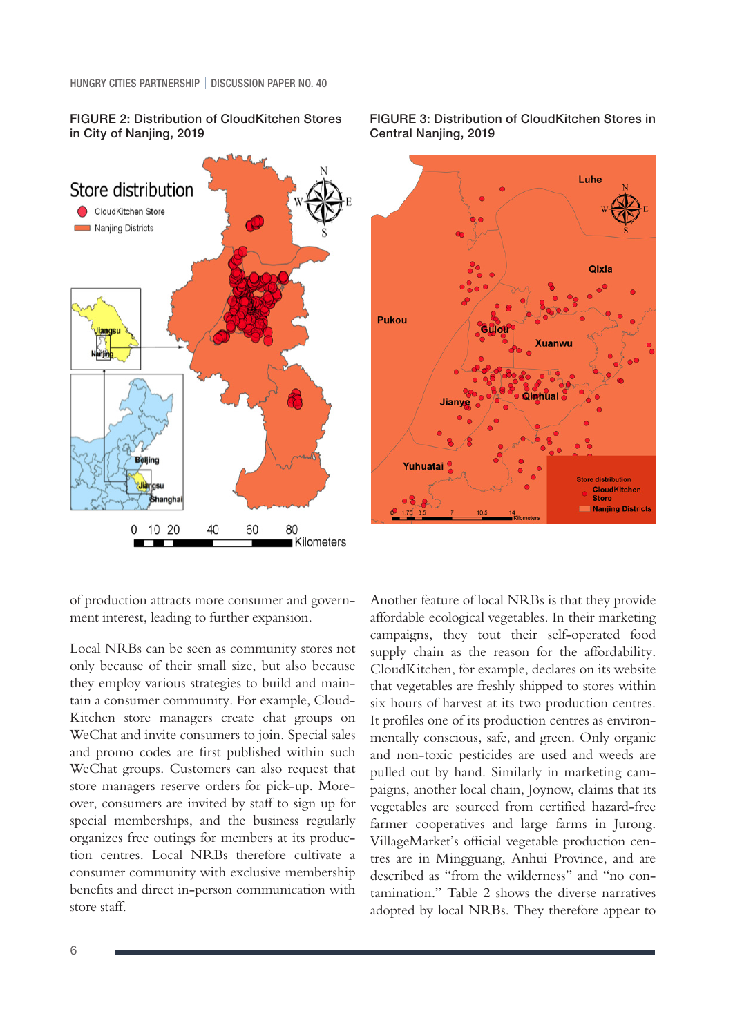FIGURE 2: Distribution of CloudKitchen Stores in City of Nanjing, 2019

FIGURE 3: Distribution of CloudKitchen Stores in Central Nanjing, 2019

of production attracts more consumer and government interest, leading to further expansion.

Local NRBs can be seen as community stores not only because of their small size, but also because they employ various strategies to build and maintain a consumer community. For example, CloudKitchen store managers create chat groups on WeChat and invite consumers to join. Special sales and promo codes are first published within such WeChat groups. Customers can also request that store managers reserve orders for pick-up. Moreover, consumers are invited by staff to sign up for special memberships, and the business regularly organizes free outings for members at its production centres. Local NRBs therefore cultivate a consumer community with exclusive membership benefits and direct in-person communication with store staff.

Another feature of local NRBs is that they provide affordable ecological vegetables. In their marketing campaigns, they tout their self-operated food supply chain as the reason for the affordability. CloudKitchen, for example, declares on its website that vegetables are freshly shipped to stores within six hours of harvest at its two production centres. It profiles one of its production centres as environmentally conscious, safe, and green. Only organic and non-toxic pesticides are used and weeds are pulled out by hand. Similarly in marketing campaigns, another local chain, Joynow, claims that its vegetables are sourced from certified hazard-free farmer cooperatives and large farms in Jurong. VillageMarket's official vegetable production centres are in Mingguang, Anhui Province, and are described as "from the wilderness" and "no contamination." Table 2 shows the diverse narratives adopted by local NRBs. They therefore appear to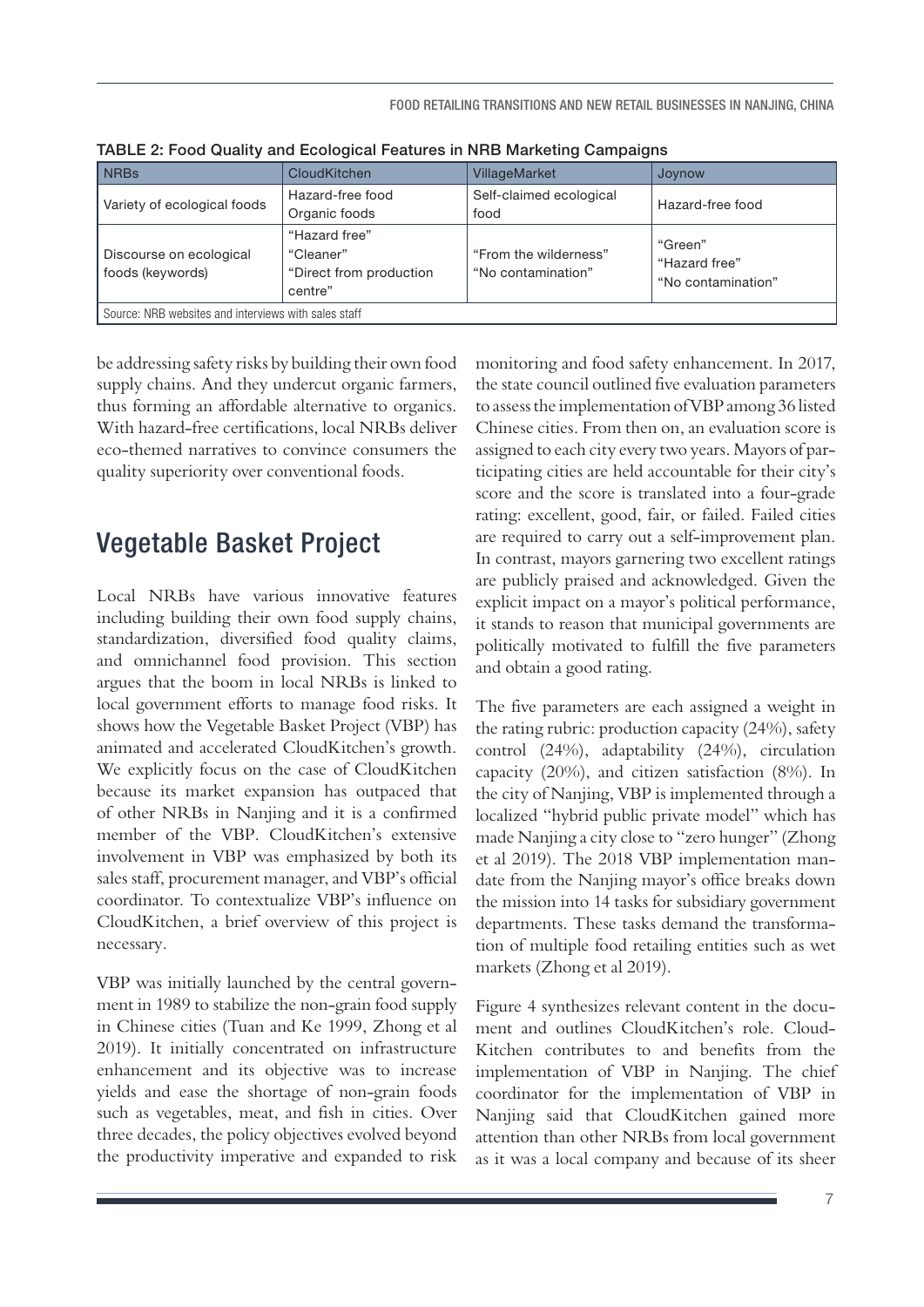TABLE 2: Food Quality and Ecological Features in NRB Marketing Campaigns

| NRBs | CloudKitchen | VillageMarket | Joynow |
| --- | --- | --- | --- |
| Variety of ecological foods | Hazard-free food<br>Organic foods | Self-claimed ecological food | Hazard-free food |
| Discourse on ecological foods (keywords) | "Hazard free"<br>"Cleaner"<br>"Direct from production centre" | "From the wilderness"<br>"No contamination" | "Green"<br>"Hazard free"<br>"No contamination" |

Source: NRB websites and interviews with sales staff

be addressing safety risks by building their own food supply chains. And they undercut organic farmers, thus forming an affordable alternative to organics. With hazard-free certifications, local NRBs deliver eco-themed narratives to convince consumers the quality superiority over conventional foods.

## Vegetable Basket Project

Local NRBs have various innovative features including building their own food supply chains, standardization, diversified food quality claims, and omnichannel food provision. This section argues that the boom in local NRBs is linked to local government efforts to manage food risks. It shows how the Vegetable Basket Project (VBP) has animated and accelerated CloudKitchen's growth. We explicitly focus on the case of CloudKitchen because its market expansion has outpaced that of other NRBs in Nanjing and it is a confirmed member of the VBP. CloudKitchen's extensive involvement in VBP was emphasized by both its sales staff, procurement manager, and VBP's official coordinator. To contextualize VBP's influence on CloudKitchen, a brief overview of this project is necessary.

VBP was initially launched by the central government in 1989 to stabilize the non-grain food supply in Chinese cities (Tuan and Ke 1999, Zhong et al 2019). It initially concentrated on infrastructure enhancement and its objective was to increase yields and ease the shortage of non-grain foods such as vegetables, meat, and fish in cities. Over three decades, the policy objectives evolved beyond the productivity imperative and expanded to risk monitoring and food safety enhancement. In 2017, the state council outlined five evaluation parameters to assess the implementation of VBP among 36 listed Chinese cities. From then on, an evaluation score is assigned to each city every two years. Mayors of participating cities are held accountable for their city's score and the score is translated into a four-grade rating: excellent, good, fair, or failed. Failed cities are required to carry out a self-improvement plan. In contrast, mayors garnering two excellent ratings are publicly praised and acknowledged. Given the explicit impact on a mayor's political performance, it stands to reason that municipal governments are politically motivated to fulfill the five parameters and obtain a good rating.

The five parameters are each assigned a weight in the rating rubric: production capacity (24%), safety control (24%), adaptability (24%), circulation capacity (20%), and citizen satisfaction (8%). In the city of Nanjing, VBP is implemented through a localized "hybrid public private model" which has made Nanjing a city close to "zero hunger" (Zhong et al 2019). The 2018 VBP implementation mandate from the Nanjing mayor's office breaks down the mission into 14 tasks for subsidiary government departments. These tasks demand the transformation of multiple food retailing entities such as wet markets (Zhong et al 2019).

Figure 4 synthesizes relevant content in the document and outlines CloudKitchen's role. CloudKitchen contributes to and benefits from the implementation of VBP in Nanjing. The chief coordinator for the implementation of VBP in Nanjing said that CloudKitchen gained more attention than other NRBs from local government as it was a local company and because of its sheer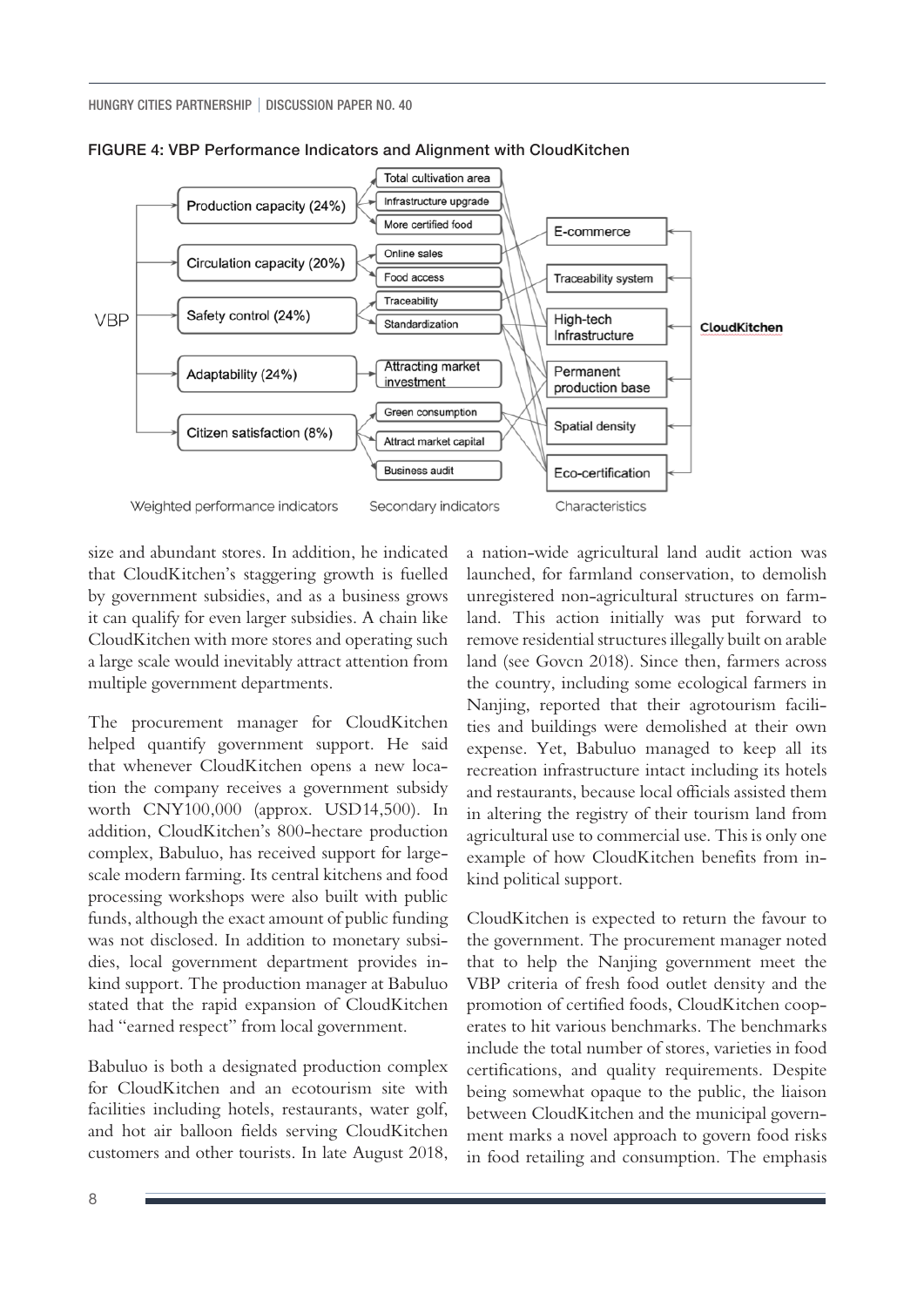FIGURE 4: VBP Performance Indicators and Alignment with CloudKitchen

size and abundant stores. In addition, he indicated that CloudKitchen's staggering growth is fuelled by government subsidies, and as a business grows it can qualify for even larger subsidies. A chain like CloudKitchen with more stores and operating such a large scale would inevitably attract attention from multiple government departments.

The procurement manager for CloudKitchen helped quantify government support. He said that whenever CloudKitchen opens a new location the company receives a government subsidy worth CNY100,000 (approx. USD14,500). In addition, CloudKitchen's 800-hectare production complex, Babuluo, has received support for large-scale modern farming. Its central kitchens and food processing workshops were also built with public funds, although the exact amount of public funding was not disclosed. In addition to monetary subsidies, local government department provides in-kind support. The production manager at Babuluo stated that the rapid expansion of CloudKitchen had "earned respect" from local government.

Babuluo is both a designated production complex for CloudKitchen and an ecotourism site with facilities including hotels, restaurants, water golf, and hot air balloon fields serving CloudKitchen customers and other tourists. In late August 2018, a nation-wide agricultural land audit action was launched, for farmland conservation, to demolish unregistered non-agricultural structures on farmland. This action initially was put forward to remove residential structures illegally built on arable land (see Govcn 2018). Since then, farmers across the country, including some ecological farmers in Nanjing, reported that their agrotourism facilities and buildings were demolished at their own expense. Yet, Babuluo managed to keep all its recreation infrastructure intact including its hotels and restaurants, because local officials assisted them in altering the registry of their tourism land from agricultural use to commercial use. This is only one example of how CloudKitchen benefits from in-kind political support.

CloudKitchen is expected to return the favour to the government. The procurement manager noted that to help the Nanjing government meet the VBP criteria of fresh food outlet density and the promotion of certified foods, CloudKitchen cooperates to hit various benchmarks. The benchmarks include the total number of stores, varieties in food certifications, and quality requirements. Despite being somewhat opaque to the public, the liaison between CloudKitchen and the municipal government marks a novel approach to govern food risks in food retailing and consumption. The emphasis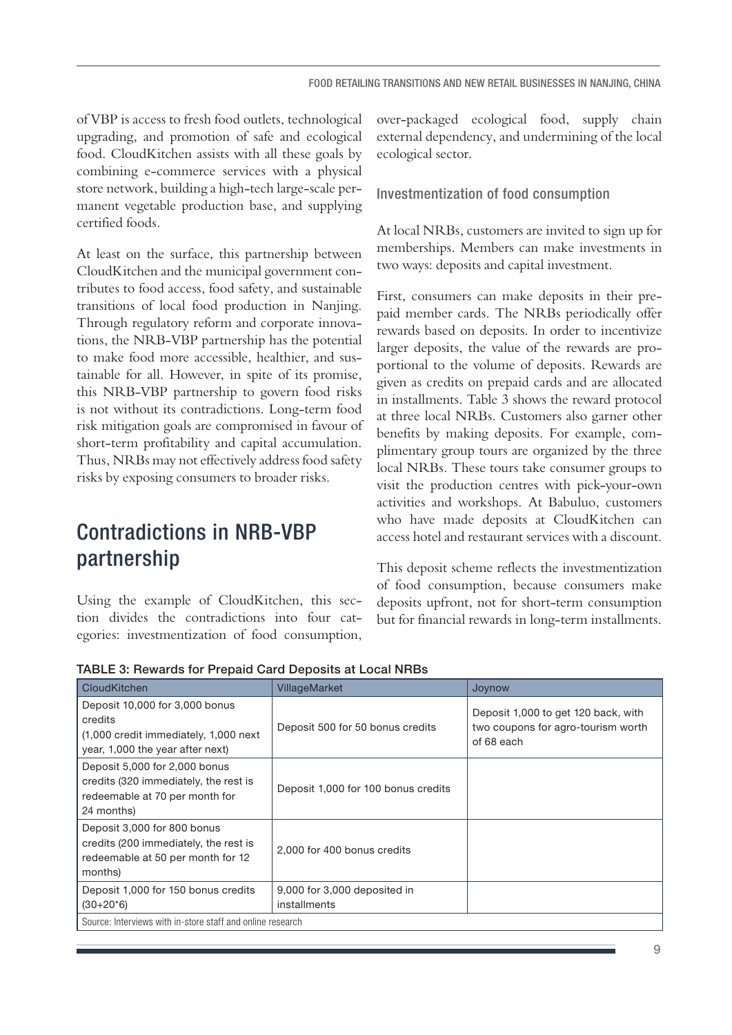of VBP is access to fresh food outlets, technological upgrading, and promotion of safe and ecological food. CloudKitchen assists with all these goals by combining e-commerce services with a physical store network, building a high-tech large-scale permanent vegetable production base, and supplying certified foods.

At least on the surface, this partnership between CloudKitchen and the municipal government contributes to food access, food safety, and sustainable transitions of local food production in Nanjing. Through regulatory reform and corporate innovations, the NRB-VBP partnership has the potential to make food more accessible, healthier, and sustainable for all. However, in spite of its promise, this NRB-VBP partnership to govern food risks is not without its contradictions. Long-term food risk mitigation goals are compromised in favour of short-term profitability and capital accumulation. Thus, NRBs may not effectively address food safety risks by exposing consumers to broader risks.

## Contradictions in NRB-VBP partnership

Using the example of CloudKitchen, this section divides the contradictions into four categories: investmentization of food consumption, over-packaged ecological food, supply chain external dependency, and undermining of the local ecological sector.

### Investmentization of food consumption

At local NRBs, customers are invited to sign up for memberships. Members can make investments in two ways: deposits and capital investment.

First, consumers can make deposits in their prepaid member cards. The NRBs periodically offer rewards based on deposits. In order to incentivize larger deposits, the value of the rewards are proportional to the volume of deposits. Rewards are given as credits on prepaid cards and are allocated in installments. Table 3 shows the reward protocol at three local NRBs. Customers also garner other benefits by making deposits. For example, complimentary group tours are organized by the three local NRBs. These tours take consumer groups to visit the production centres with pick-your-own activities and workshops. At Babuluo, customers who have made deposits at CloudKitchen can access hotel and restaurant services with a discount.

This deposit scheme reflects the investmentization of food consumption, because consumers make deposits upfront, not for short-term consumption but for financial rewards in long-term installments.

**TABLE 3: Rewards for Prepaid Card Deposits at Local NRBs**

| CloudKitchen | VillageMarket | Joynow |
|---|---|---|
| Deposit 10,000 for 3,000 bonus credits (1,000 credit immediately, 1,000 next year, 1,000 the year after next) | Deposit 500 for 50 bonus credits | Deposit 1,000 to get 120 back, with two coupons for agro-tourism worth of 68 each |
| Deposit 5,000 for 2,000 bonus credits (320 immediately, the rest is redeemable at 70 per month for 24 months) | Deposit 1,000 for 100 bonus credits | |
| Deposit 3,000 for 800 bonus credits (200 immediately, the rest is redeemable at 50 per month for 12 months) | 2,000 for 400 bonus credits | |
| Deposit 1,000 for 150 bonus credits (30+20*6) | 9,000 for 3,000 deposited in installments | |

Source: Interviews with in-store staff and online research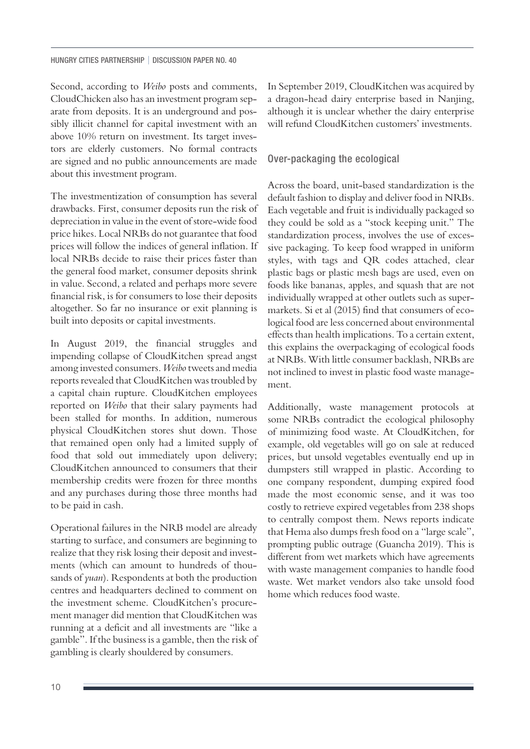Second, according to *Weibo* posts and comments, CloudChicken also has an investment program separate from deposits. It is an underground and possibly illicit channel for capital investment with an above 10% return on investment. Its target investors are elderly customers. No formal contracts are signed and no public announcements are made about this investment program.

The investmentization of consumption has several drawbacks. First, consumer deposits run the risk of depreciation in value in the event of store-wide food price hikes. Local NRBs do not guarantee that food prices will follow the indices of general inflation. If local NRBs decide to raise their prices faster than the general food market, consumer deposits shrink in value. Second, a related and perhaps more severe financial risk, is for consumers to lose their deposits altogether. So far no insurance or exit planning is built into deposits or capital investments.

In August 2019, the financial struggles and impending collapse of CloudKitchen spread angst among invested consumers. *Weibo* tweets and media reports revealed that CloudKitchen was troubled by a capital chain rupture. CloudKitchen employees reported on *Weibo* that their salary payments had been stalled for months. In addition, numerous physical CloudKitchen stores shut down. Those that remained open only had a limited supply of food that sold out immediately upon delivery; CloudKitchen announced to consumers that their membership credits were frozen for three months and any purchases during those three months had to be paid in cash.

Operational failures in the NRB model are already starting to surface, and consumers are beginning to realize that they risk losing their deposit and investments (which can amount to hundreds of thousands of *yuan*). Respondents at both the production centres and headquarters declined to comment on the investment scheme. CloudKitchen's procurement manager did mention that CloudKitchen was running at a deficit and all investments are "like a gamble". If the business is a gamble, then the risk of gambling is clearly shouldered by consumers.

In September 2019, CloudKitchen was acquired by a dragon-head dairy enterprise based in Nanjing, although it is unclear whether the dairy enterprise will refund CloudKitchen customers' investments.

## Over-packaging the ecological

Across the board, unit-based standardization is the default fashion to display and deliver food in NRBs. Each vegetable and fruit is individually packaged so they could be sold as a "stock keeping unit." The standardization process, involves the use of excessive packaging. To keep food wrapped in uniform styles, with tags and QR codes attached, clear plastic bags or plastic mesh bags are used, even on foods like bananas, apples, and squash that are not individually wrapped at other outlets such as supermarkets. Si et al (2015) find that consumers of ecological food are less concerned about environmental effects than health implications. To a certain extent, this explains the overpackaging of ecological foods at NRBs. With little consumer backlash, NRBs are not inclined to invest in plastic food waste management.

Additionally, waste management protocols at some NRBs contradict the ecological philosophy of minimizing food waste. At CloudKitchen, for example, old vegetables will go on sale at reduced prices, but unsold vegetables eventually end up in dumpsters still wrapped in plastic. According to one company respondent, dumping expired food made the most economic sense, and it was too costly to retrieve expired vegetables from 238 shops to centrally compost them. News reports indicate that Hema also dumps fresh food on a "large scale", prompting public outrage (Guancha 2019). This is different from wet markets which have agreements with waste management companies to handle food waste. Wet market vendors also take unsold food home which reduces food waste.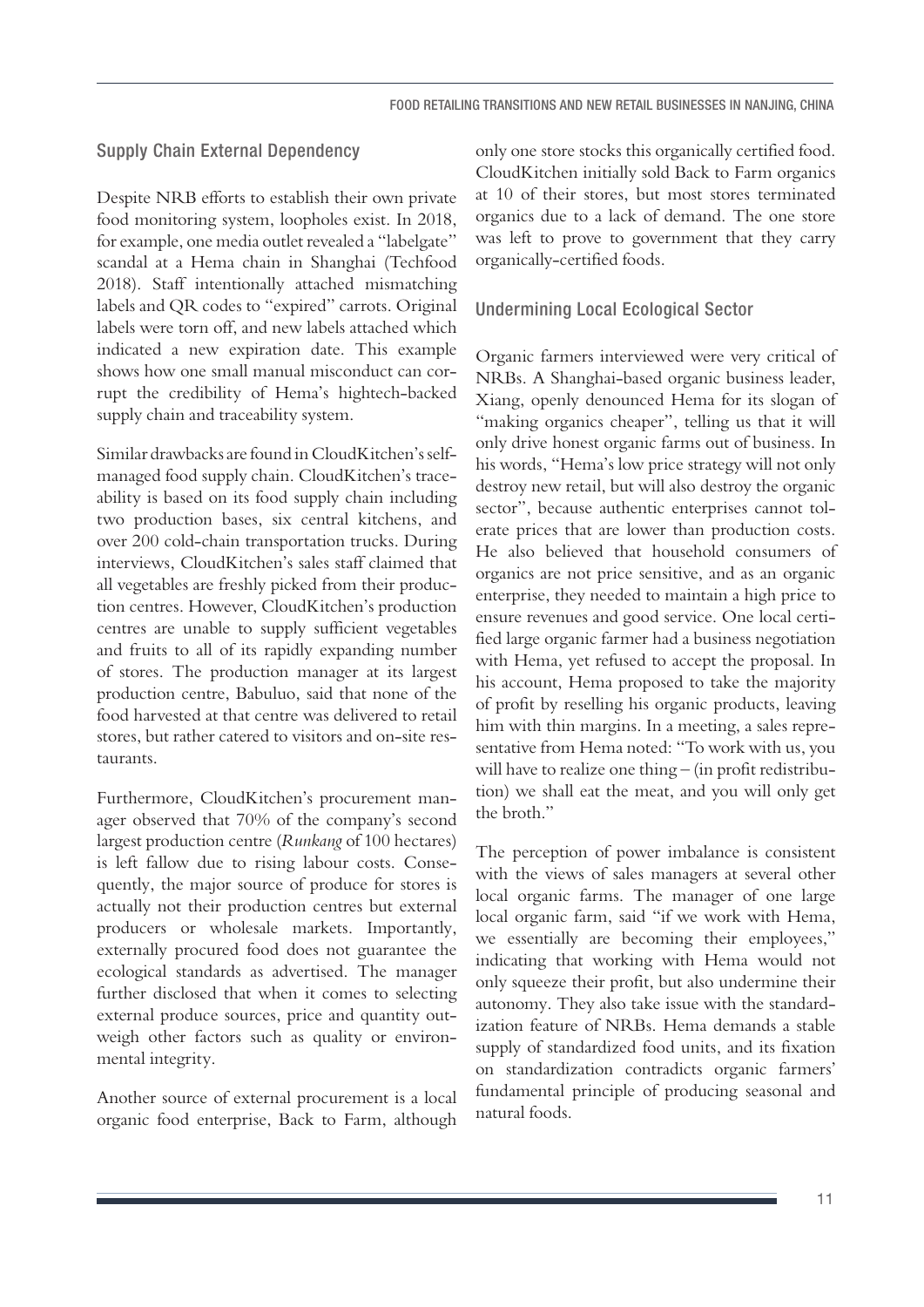## Supply Chain External Dependency

Despite NRB efforts to establish their own private food monitoring system, loopholes exist. In 2018, for example, one media outlet revealed a "labelgate" scandal at a Hema chain in Shanghai (Techfood 2018). Staff intentionally attached mismatching labels and QR codes to "expired" carrots. Original labels were torn off, and new labels attached which indicated a new expiration date. This example shows how one small manual misconduct can corrupt the credibility of Hema's hightech-backed supply chain and traceability system.

Similar drawbacks are found in CloudKitchen's self-managed food supply chain. CloudKitchen's traceability is based on its food supply chain including two production bases, six central kitchens, and over 200 cold-chain transportation trucks. During interviews, CloudKitchen's sales staff claimed that all vegetables are freshly picked from their production centres. However, CloudKitchen's production centres are unable to supply sufficient vegetables and fruits to all of its rapidly expanding number of stores. The production manager at its largest production centre, Babuluo, said that none of the food harvested at that centre was delivered to retail stores, but rather catered to visitors and on-site restaurants.

Furthermore, CloudKitchen's procurement manager observed that 70% of the company's second largest production centre (*Runkang* of 100 hectares) is left fallow due to rising labour costs. Consequently, the major source of produce for stores is actually not their production centres but external producers or wholesale markets. Importantly, externally procured food does not guarantee the ecological standards as advertised. The manager further disclosed that when it comes to selecting external produce sources, price and quantity outweigh other factors such as quality or environmental integrity.

Another source of external procurement is a local organic food enterprise, Back to Farm, although only one store stocks this organically certified food. CloudKitchen initially sold Back to Farm organics at 10 of their stores, but most stores terminated organics due to a lack of demand. The one store was left to prove to government that they carry organically-certified foods.

## Undermining Local Ecological Sector

Organic farmers interviewed were very critical of NRBs. A Shanghai-based organic business leader, Xiang, openly denounced Hema for its slogan of "making organics cheaper", telling us that it will only drive honest organic farms out of business. In his words, "Hema's low price strategy will not only destroy new retail, but will also destroy the organic sector", because authentic enterprises cannot tolerate prices that are lower than production costs. He also believed that household consumers of organics are not price sensitive, and as an organic enterprise, they needed to maintain a high price to ensure revenues and good service. One local certified large organic farmer had a business negotiation with Hema, yet refused to accept the proposal. In his account, Hema proposed to take the majority of profit by reselling his organic products, leaving him with thin margins. In a meeting, a sales representative from Hema noted: "To work with us, you will have to realize one thing – (in profit redistribution) we shall eat the meat, and you will only get the broth."

The perception of power imbalance is consistent with the views of sales managers at several other local organic farms. The manager of one large local organic farm, said "if we work with Hema, we essentially are becoming their employees," indicating that working with Hema would not only squeeze their profit, but also undermine their autonomy. They also take issue with the standardization feature of NRBs. Hema demands a stable supply of standardized food units, and its fixation on standardization contradicts organic farmers' fundamental principle of producing seasonal and natural foods.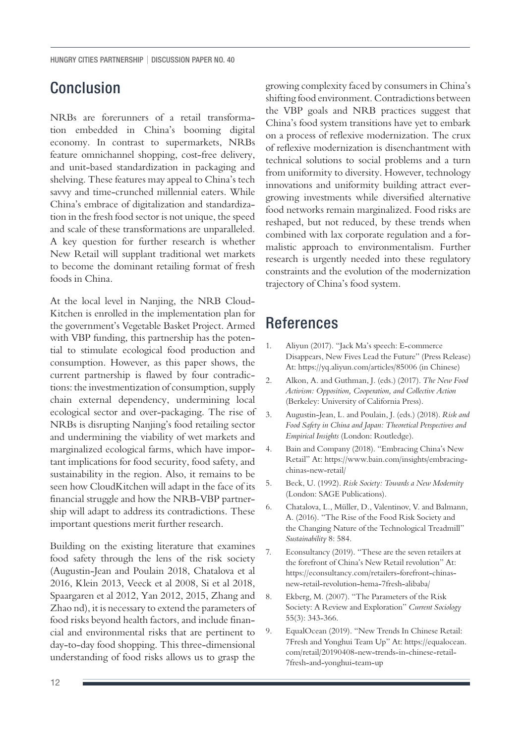## Conclusion

NRBs are forerunners of a retail transformation embedded in China's booming digital economy. In contrast to supermarkets, NRBs feature omnichannel shopping, cost-free delivery, and unit-based standardization in packaging and shelving. These features may appeal to China's tech savvy and time-crunched millennial eaters. While China's embrace of digitalization and standardization in the fresh food sector is not unique, the speed and scale of these transformations are unparalleled. A key question for further research is whether New Retail will supplant traditional wet markets to become the dominant retailing format of fresh foods in China.

At the local level in Nanjing, the NRB CloudKitchen is enrolled in the implementation plan for the government's Vegetable Basket Project. Armed with VBP funding, this partnership has the potential to stimulate ecological food production and consumption. However, as this paper shows, the current partnership is flawed by four contradictions: the investmentization of consumption, supply chain external dependency, undermining local ecological sector and over-packaging. The rise of NRBs is disrupting Nanjing's food retailing sector and undermining the viability of wet markets and marginalized ecological farms, which have important implications for food security, food safety, and sustainability in the region. Also, it remains to be seen how CloudKitchen will adapt in the face of its financial struggle and how the NRB-VBP partnership will adapt to address its contradictions. These important questions merit further research.

Building on the existing literature that examines food safety through the lens of the risk society (Augustin-Jean and Poulain 2018, Chatalova et al 2016, Klein 2013, Veeck et al 2008, Si et al 2018, Spaargaren et al 2012, Yan 2012, 2015, Zhang and Zhao nd), it is necessary to extend the parameters of food risks beyond health factors, and include financial and environmental risks that are pertinent to day-to-day food shopping. This three-dimensional understanding of food risks allows us to grasp the growing complexity faced by consumers in China's shifting food environment. Contradictions between the VBP goals and NRB practices suggest that China's food system transitions have yet to embark on a process of reflexive modernization. The crux of reflexive modernization is disenchantment with technical solutions to social problems and a turn from uniformity to diversity. However, technology innovations and uniformity building attract ever-growing investments while diversified alternative food networks remain marginalized. Food risks are reshaped, but not reduced, by these trends when combined with lax corporate regulation and a formalistic approach to environmentalism. Further research is urgently needed into these regulatory constraints and the evolution of the modernization trajectory of China's food system.

## References

1. Aliyun (2017). "Jack Ma's speech: E-commerce Disappears, New Fives Lead the Future" (Press Release) At: https://yq.aliyun.com/articles/85006 (in Chinese)
2. Alkon, A. and Guthman, J. (eds.) (2017). *The New Food Activism: Opposition, Cooperation, and Collective Action* (Berkeley: University of California Press).
3. Augustin-Jean, L. and Poulain, J. (eds.) (2018). *Risk and Food Safety in China and Japan: Theoretical Perspectives and Empirical Insights* (London: Routledge).
4. Bain and Company (2018). "Embracing China's New Retail" At: https://www.bain.com/insights/embracing-chinas-new-retail/
5. Beck, U. (1992). *Risk Society: Towards a New Modernity* (London: SAGE Publications).
6. Chatalova, L., Müller, D., Valentinov, V. and Balmann, A. (2016). "The Rise of the Food Risk Society and the Changing Nature of the Technological Treadmill" *Sustainability* 8: 584.
7. Econsultancy (2019). "These are the seven retailers at the forefront of China's New Retail revolution" At: https://econsultancy.com/retailers-forefront-chinas-new-retail-revolution-hema-7fresh-alibaba/
8. Ekberg, M. (2007). "The Parameters of the Risk Society: A Review and Exploration" *Current Sociology* 55(3): 343-366.
9. EqualOcean (2019). "New Trends In Chinese Retail: 7Fresh and Yonghui Team Up" At: https://equalocean.com/retail/20190408-new-trends-in-chinese-retail-7fresh-and-yonghui-team-up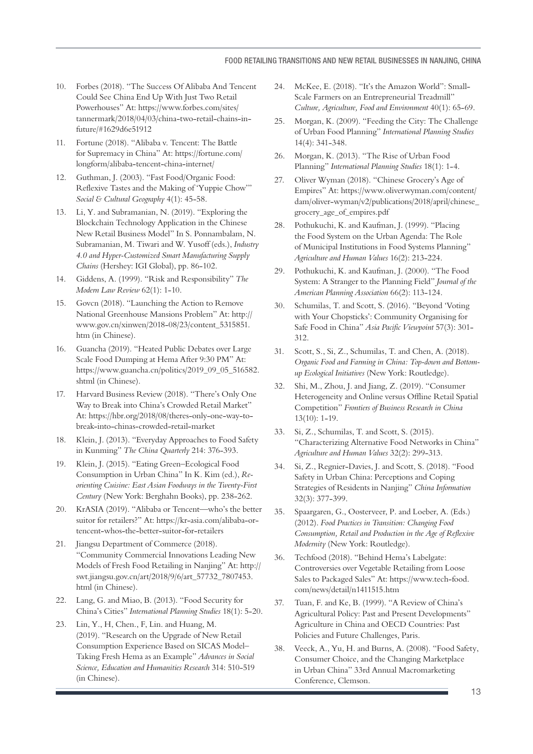10. Forbes (2018). "The Success Of Alibaba And Tencent Could See China End Up With Just Two Retail Powerhouses" At: https://www.forbes.com/sites/tannermark/2018/04/03/china-two-retail-chains-in-future/#1629d6e51912
11. Fortune (2018). "Alibaba v. Tencent: The Battle for Supremacy in China" At: https://fortune.com/longform/alibaba-tencent-china-internet/
12. Guthman, J. (2003). "Fast Food/Organic Food: Reflexive Tastes and the Making of 'Yuppie Chow'" *Social & Cultural Geography* 4(1): 45-58.
13. Li, Y. and Subramanian, N. (2019). "Exploring the Blockchain Technology Application in the Chinese New Retail Business Model" In S. Ponnambalam, N. Subramanian, M. Tiwari and W. Yusoff (eds.), *Industry 4.0 and Hyper-Customized Smart Manufacturing Supply Chains* (Hershey: IGI Global), pp. 86-102.
14. Giddens, A. (1999). "Risk and Responsibility" *The Modern Law Review* 62(1): 1-10.
15. Govcn (2018). "Launching the Action to Remove National Greenhouse Mansions Problem" At: http://www.gov.cn/xinwen/2018-08/23/content_5315851.htm (in Chinese).
16. Guancha (2019). "Heated Public Debates over Large Scale Food Dumping at Hema After 9:30 PM" At: https://www.guancha.cn/politics/2019_09_05_516582.shtml (in Chinese).
17. Harvard Business Review (2018). "There's Only One Way to Break into China's Crowded Retail Market" At: https://hbr.org/2018/08/theres-only-one-way-to-break-into-chinas-crowded-retail-market
18. Klein, J. (2013). "Everyday Approaches to Food Safety in Kunming" *The China Quarterly* 214: 376-393.
19. Klein, J. (2015). "Eating Green–Ecological Food Consumption in Urban China" In K. Kim (ed.), *Re-orienting Cuisine: East Asian Foodways in the Twenty-First Century* (New York: Berghahn Books), pp. 238-262.
20. KrASIA (2019). "Alibaba or Tencent—who's the better suitor for retailers?" At: https://kr-asia.com/alibaba-or-tencent-whos-the-better-suitor-for-retailers
21. Jiangsu Department of Commerce (2018). "Community Commercial Innovations Leading New Models of Fresh Food Retailing in Nanjing" At: http://swt.jiangsu.gov.cn/art/2018/9/6/art_57732_7807453.html (in Chinese).
22. Lang, G. and Miao, B. (2013). "Food Security for China's Cities" *International Planning Studies* 18(1): 5-20.
23. Lin, Y., H, Chen., F, Lin. and Huang, M. (2019). "Research on the Upgrade of New Retail Consumption Experience Based on SICAS Model–Taking Fresh Hema as an Example" *Advances in Social Science, Education and Humanities Research* 314: 510-519 (in Chinese).
24. McKee, E. (2018). "It's the Amazon World": Small-Scale Farmers on an Entrepreneurial Treadmill" *Culture, Agriculture, Food and Environment* 40(1): 65-69.
25. Morgan, K. (2009). "Feeding the City: The Challenge of Urban Food Planning" *International Planning Studies* 14(4): 341-348.
26. Morgan, K. (2013). "The Rise of Urban Food Planning" *International Planning Studies* 18(1): 1-4.
27. Oliver Wyman (2018). "Chinese Grocery's Age of Empires" At: https://www.oliverwyman.com/content/dam/oliver-wyman/v2/publications/2018/april/chinese_grocery_age_of_empires.pdf
28. Pothukuchi, K. and Kaufman, J. (1999). "Placing the Food System on the Urban Agenda: The Role of Municipal Institutions in Food Systems Planning" *Agriculture and Human Values* 16(2): 213-224.
29. Pothukuchi, K. and Kaufman, J. (2000). "The Food System: A Stranger to the Planning Field" *Journal of the American Planning Association* 66(2): 113-124.
30. Schumilas, T. and Scott, S. (2016). "Beyond 'Voting with Your Chopsticks': Community Organising for Safe Food in China" *Asia Pacific Viewpoint* 57(3): 301-312.
31. Scott, S., Si, Z., Schumilas, T. and Chen, A. (2018). *Organic Food and Farming in China: Top-down and Bottom-up Ecological Initiatives* (New York: Routledge).
32. Shi, M., Zhou, J. and Jiang, Z. (2019). "Consumer Heterogeneity and Online versus Offline Retail Spatial Competition" *Frontiers of Business Research in China* 13(10): 1-19.
33. Si, Z., Schumilas, T. and Scott, S. (2015). "Characterizing Alternative Food Networks in China" *Agriculture and Human Values* 32(2): 299-313.
34. Si, Z., Regnier-Davies, J. and Scott, S. (2018). "Food Safety in Urban China: Perceptions and Coping Strategies of Residents in Nanjing" *China Information* 32(3): 377-399.
35. Spaargaren, G., Oosterveer, P. and Loeber, A. (Eds.) (2012). *Food Practices in Transition: Changing Food Consumption, Retail and Production in the Age of Reflexive Modernity* (New York: Routledge).
36. Techfood (2018). "Behind Hema's Labelgate: Controversies over Vegetable Retailing from Loose Sales to Packaged Sales" At: https://www.tech-food.com/news/detail/n1411515.htm
37. Tuan, F. and Ke, B. (1999). "A Review of China's Agricultural Policy: Past and Present Developments" Agriculture in China and OECD Countries: Past Policies and Future Challenges, Paris.
38. Veeck, A., Yu, H. and Burns, A. (2008). "Food Safety, Consumer Choice, and the Changing Marketplace in Urban China" 33rd Annual Macromarketing Conference, Clemson.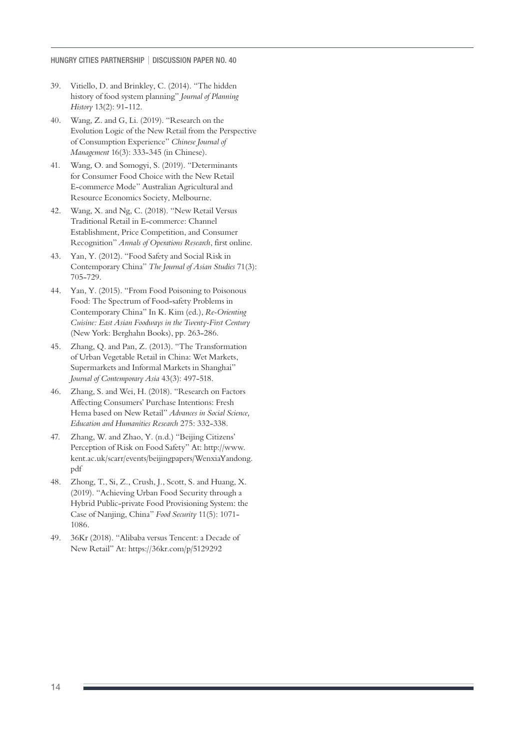39. Vitiello, D. and Brinkley, C. (2014). "The hidden history of food system planning" *Journal of Planning History* 13(2): 91-112.
40. Wang, Z. and G, Li. (2019). "Research on the Evolution Logic of the New Retail from the Perspective of Consumption Experience" *Chinese Journal of Management* 16(3): 333-345 (in Chinese).
41. Wang, O. and Somogyi, S. (2019). "Determinants for Consumer Food Choice with the New Retail E-commerce Mode" Australian Agricultural and Resource Economics Society, Melbourne.
42. Wang, X. and Ng, C. (2018). "New Retail Versus Traditional Retail in E-commerce: Channel Establishment, Price Competition, and Consumer Recognition" *Annals of Operations Research*, first online.
43. Yan, Y. (2012). "Food Safety and Social Risk in Contemporary China" *The Journal of Asian Studies* 71(3): 705-729.
44. Yan, Y. (2015). "From Food Poisoning to Poisonous Food: The Spectrum of Food-safety Problems in Contemporary China" In K. Kim (ed.), *Re-Orienting Cuisine: East Asian Foodways in the Twenty-First Century* (New York: Berghahn Books), pp. 263-286.
45. Zhang, Q. and Pan, Z. (2013). "The Transformation of Urban Vegetable Retail in China: Wet Markets, Supermarkets and Informal Markets in Shanghai" *Journal of Contemporary Asia* 43(3): 497-518.
46. Zhang, S. and Wei, H. (2018). "Research on Factors Affecting Consumers' Purchase Intentions: Fresh Hema based on New Retail" *Advances in Social Science, Education and Humanities Research* 275: 332-338.
47. Zhang, W. and Zhao, Y. (n.d.) "Beijing Citizens' Perception of Risk on Food Safety" At: http://www.kent.ac.uk/scarr/events/beijingpapers/WenxiaYandong.pdf
48. Zhong, T., Si, Z., Crush, J., Scott, S. and Huang, X. (2019). "Achieving Urban Food Security through a Hybrid Public-private Food Provisioning System: the Case of Nanjing, China" *Food Security* 11(5): 1071-1086.
49. 36Kr (2018). "Alibaba versus Tencent: a Decade of New Retail" At: https://36kr.com/p/5129292